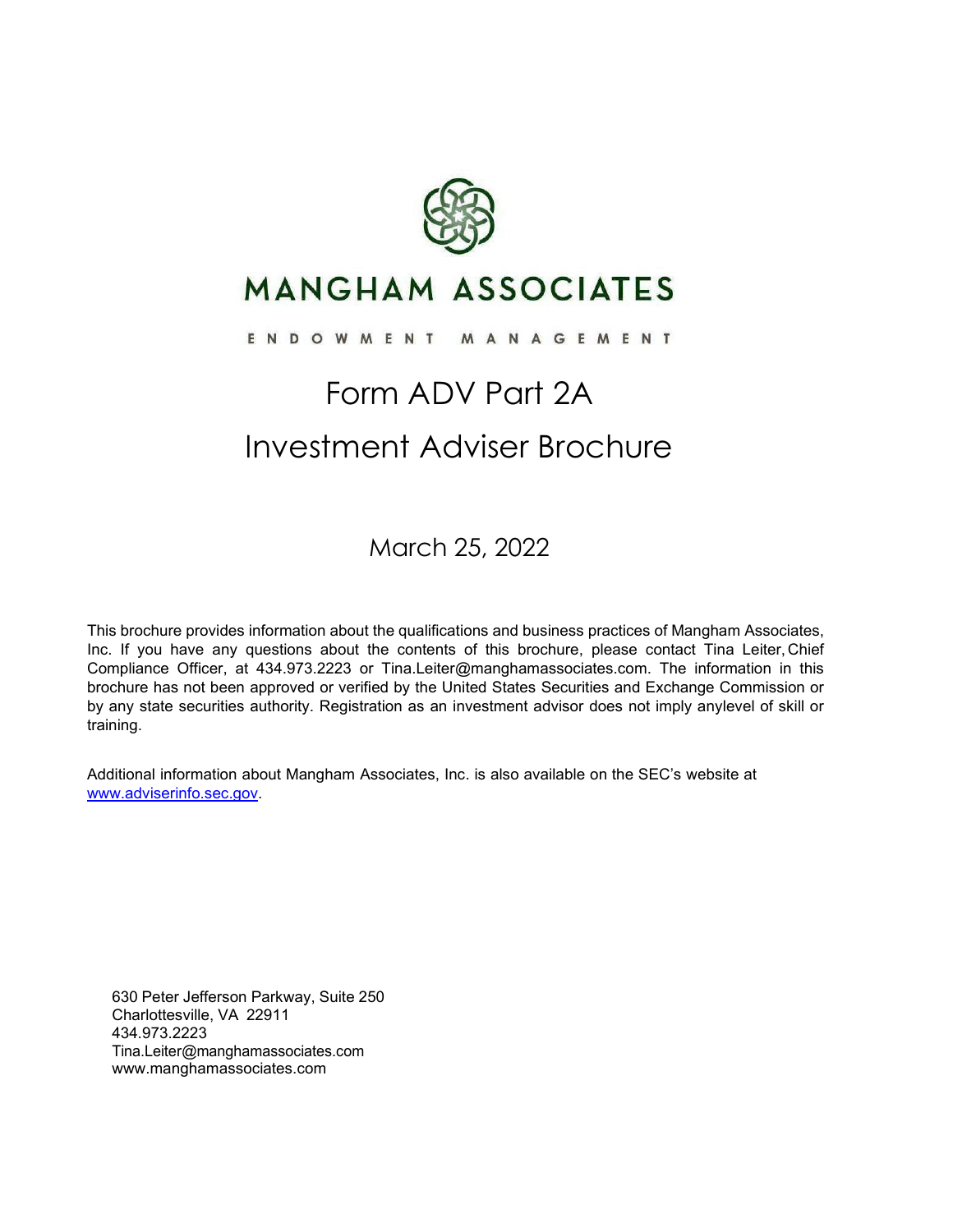# MANGHAM ASSOCIATES

ENDOWMENT MANAGEMENT

# Form ADV Part 2A

# Investment Adviser Brochure

March 25, 2022

This brochure provides information about the qualifications and business practices of Mangham Associates, Inc. If you have any questions about the contents of this brochure, please contact Tina Leiter, Chief Compliance Officer, at 434.973.2223 or Tina.Leiter@manghamassociates.com. The information in this brochure has not been approved or verified by the United States Securities and Exchange Commission or by any state securities authority. Registration as an investment advisor does not imply anylevel of skill or training.

Additional information about Mangham Associates, Inc. is also available on the SEC's website at www.adviserinfo.sec.gov.

630 Peter Jefferson Parkway, Suite 250
Charlottesville, VA 22911
434.973.2223
Tina.Leiter@manghamassociates.com
www.manghamassociates.com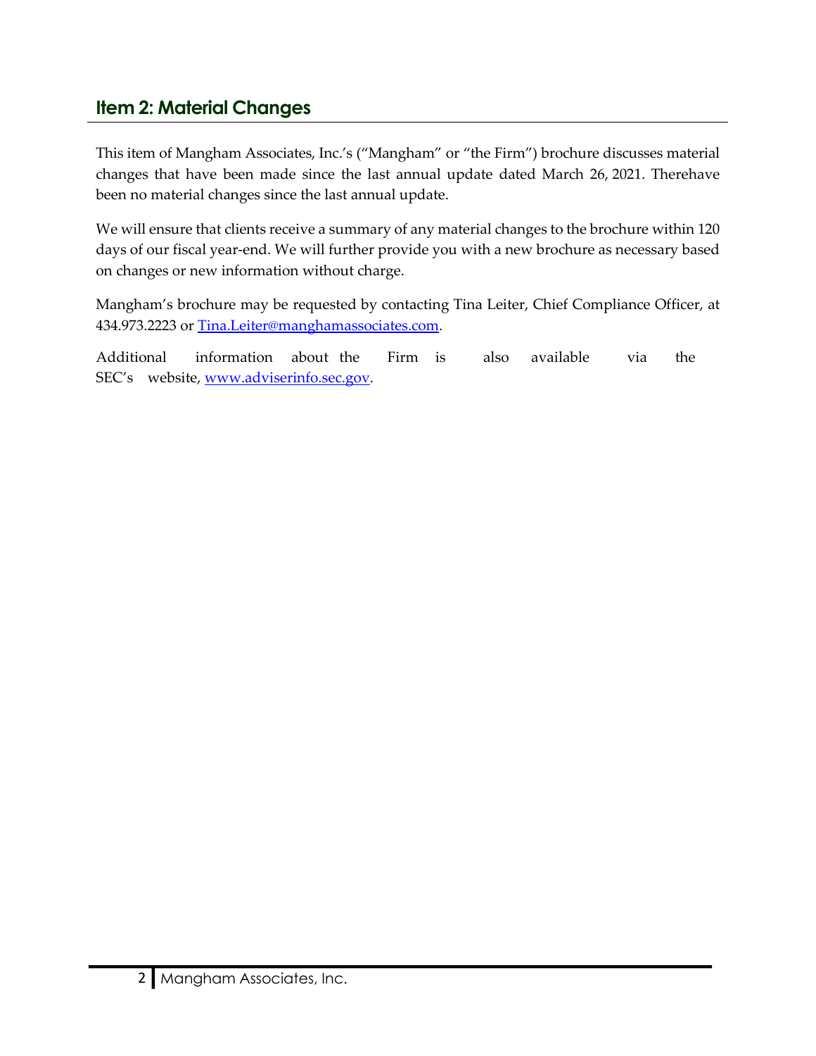## Item 2: Material Changes

This item of Mangham Associates, Inc.'s ("Mangham" or "the Firm") brochure discusses material changes that have been made since the last annual update dated March 26, 2021. Therehave been no material changes since the last annual update.

We will ensure that clients receive a summary of any material changes to the brochure within 120 days of our fiscal year-end. We will further provide you with a new brochure as necessary based on changes or new information without charge.

Mangham's brochure may be requested by contacting Tina Leiter, Chief Compliance Officer, at 434.973.2223 or Tina.Leiter@manghamassociates.com.

Additional information about the Firm is also available via the SEC's website, www.adviserinfo.sec.gov.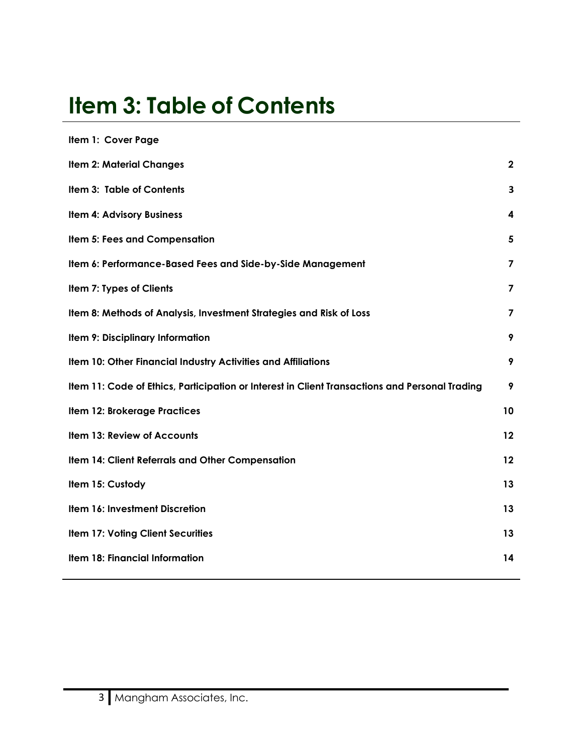# Item 3: Table of Contents

| | |
|---|---|
| **Item 1: Cover Page** | |
| **Item 2: Material Changes** | **2** |
| **Item 3: Table of Contents** | **3** |
| **Item 4: Advisory Business** | **4** |
| **Item 5: Fees and Compensation** | **5** |
| **Item 6: Performance-Based Fees and Side-by-Side Management** | **7** |
| **Item 7: Types of Clients** | **7** |
| **Item 8: Methods of Analysis, Investment Strategies and Risk of Loss** | **7** |
| **Item 9: Disciplinary Information** | **9** |
| **Item 10: Other Financial Industry Activities and Affiliations** | **9** |
| **Item 11: Code of Ethics, Participation or Interest in Client Transactions and Personal Trading** | **9** |
| **Item 12: Brokerage Practices** | **10** |
| **Item 13: Review of Accounts** | **12** |
| **Item 14: Client Referrals and Other Compensation** | **12** |
| **Item 15: Custody** | **13** |
| **Item 16: Investment Discretion** | **13** |
| **Item 17: Voting Client Securities** | **13** |
| **Item 18: Financial Information** | **14** |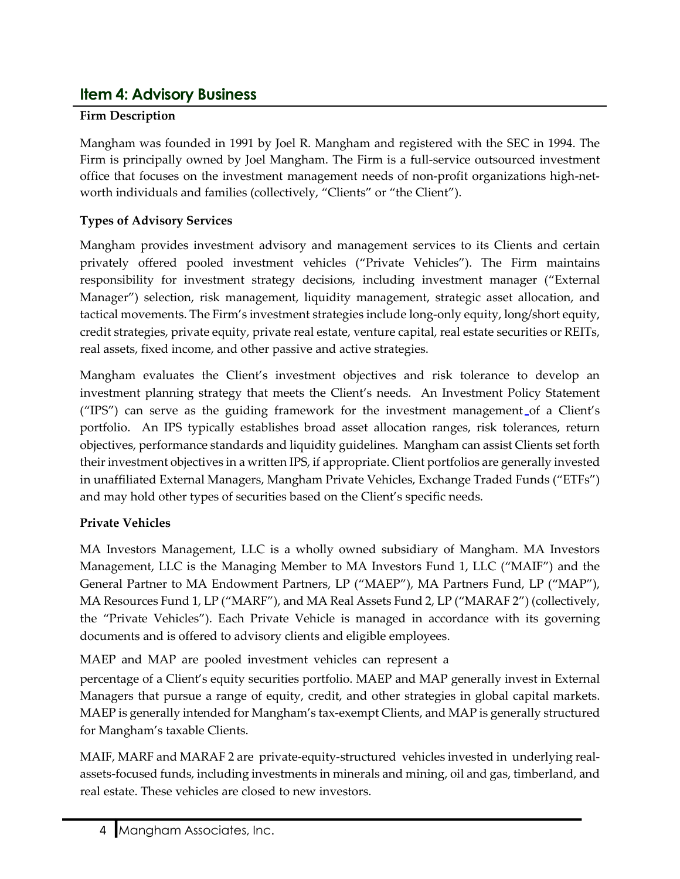## Item 4: Advisory Business

**Firm Description**

Mangham was founded in 1991 by Joel R. Mangham and registered with the SEC in 1994. The Firm is principally owned by Joel Mangham. The Firm is a full-service outsourced investment office that focuses on the investment management needs of non-profit organizations high-net-worth individuals and families (collectively, "Clients" or "the Client").

**Types of Advisory Services**

Mangham provides investment advisory and management services to its Clients and certain privately offered pooled investment vehicles ("Private Vehicles"). The Firm maintains responsibility for investment strategy decisions, including investment manager ("External Manager") selection, risk management, liquidity management, strategic asset allocation, and tactical movements. The Firm's investment strategies include long-only equity, long/short equity, credit strategies, private equity, private real estate, venture capital, real estate securities or REITs, real assets, fixed income, and other passive and active strategies.

Mangham evaluates the Client's investment objectives and risk tolerance to develop an investment planning strategy that meets the Client's needs. An Investment Policy Statement ("IPS") can serve as the guiding framework for the investment management of a Client's portfolio. An IPS typically establishes broad asset allocation ranges, risk tolerances, return objectives, performance standards and liquidity guidelines. Mangham can assist Clients set forth their investment objectives in a written IPS, if appropriate. Client portfolios are generally invested in unaffiliated External Managers, Mangham Private Vehicles, Exchange Traded Funds ("ETFs") and may hold other types of securities based on the Client's specific needs.

**Private Vehicles**

MA Investors Management, LLC is a wholly owned subsidiary of Mangham. MA Investors Management, LLC is the Managing Member to MA Investors Fund 1, LLC ("MAIF") and the General Partner to MA Endowment Partners, LP ("MAEP"), MA Partners Fund, LP ("MAP"), MA Resources Fund 1, LP ("MARF"), and MA Real Assets Fund 2, LP ("MARAF 2") (collectively, the "Private Vehicles"). Each Private Vehicle is managed in accordance with its governing documents and is offered to advisory clients and eligible employees.

MAEP and MAP are pooled investment vehicles can represent a percentage of a Client's equity securities portfolio. MAEP and MAP generally invest in External Managers that pursue a range of equity, credit, and other strategies in global capital markets. MAEP is generally intended for Mangham's tax-exempt Clients, and MAP is generally structured for Mangham's taxable Clients.

MAIF, MARF and MARAF 2 are private-equity-structured vehicles invested in underlying real-assets-focused funds, including investments in minerals and mining, oil and gas, timberland, and real estate. These vehicles are closed to new investors.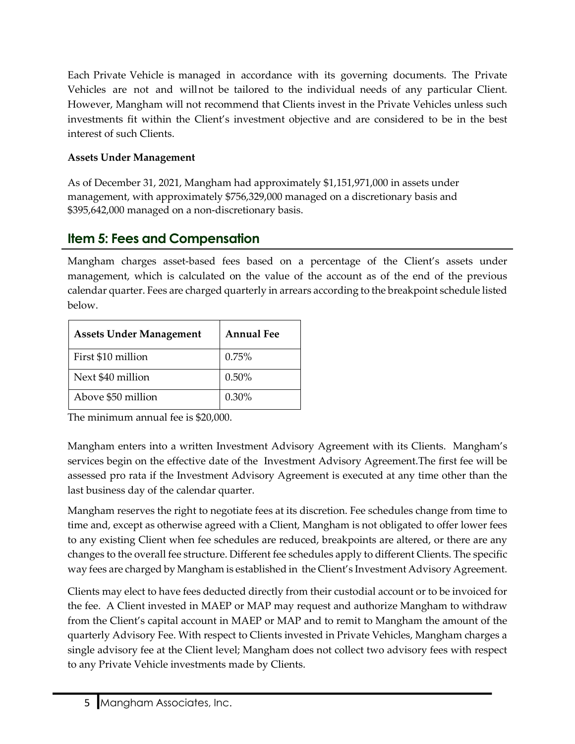Each Private Vehicle is managed in accordance with its governing documents. The Private Vehicles are not and will not be tailored to the individual needs of any particular Client. However, Mangham will not recommend that Clients invest in the Private Vehicles unless such investments fit within the Client's investment objective and are considered to be in the best interest of such Clients.

**Assets Under Management**

As of December 31, 2021, Mangham had approximately $1,151,971,000 in assets under management, with approximately $756,329,000 managed on a discretionary basis and $395,642,000 managed on a non-discretionary basis.

## Item 5: Fees and Compensation

Mangham charges asset-based fees based on a percentage of the Client's assets under management, which is calculated on the value of the account as of the end of the previous calendar quarter. Fees are charged quarterly in arrears according to the breakpoint schedule listed below.

| Assets Under Management | Annual Fee |
|---|---|
| First $10 million | 0.75% |
| Next $40 million | 0.50% |
| Above $50 million | 0.30% |

The minimum annual fee is $20,000.

Mangham enters into a written Investment Advisory Agreement with its Clients. Mangham's services begin on the effective date of the Investment Advisory Agreement.The first fee will be assessed pro rata if the Investment Advisory Agreement is executed at any time other than the last business day of the calendar quarter.

Mangham reserves the right to negotiate fees at its discretion. Fee schedules change from time to time and, except as otherwise agreed with a Client, Mangham is not obligated to offer lower fees to any existing Client when fee schedules are reduced, breakpoints are altered, or there are any changes to the overall fee structure. Different fee schedules apply to different Clients. The specific way fees are charged by Mangham is established in the Client's Investment Advisory Agreement.

Clients may elect to have fees deducted directly from their custodial account or to be invoiced for the fee. A Client invested in MAEP or MAP may request and authorize Mangham to withdraw from the Client's capital account in MAEP or MAP and to remit to Mangham the amount of the quarterly Advisory Fee. With respect to Clients invested in Private Vehicles, Mangham charges a single advisory fee at the Client level; Mangham does not collect two advisory fees with respect to any Private Vehicle investments made by Clients.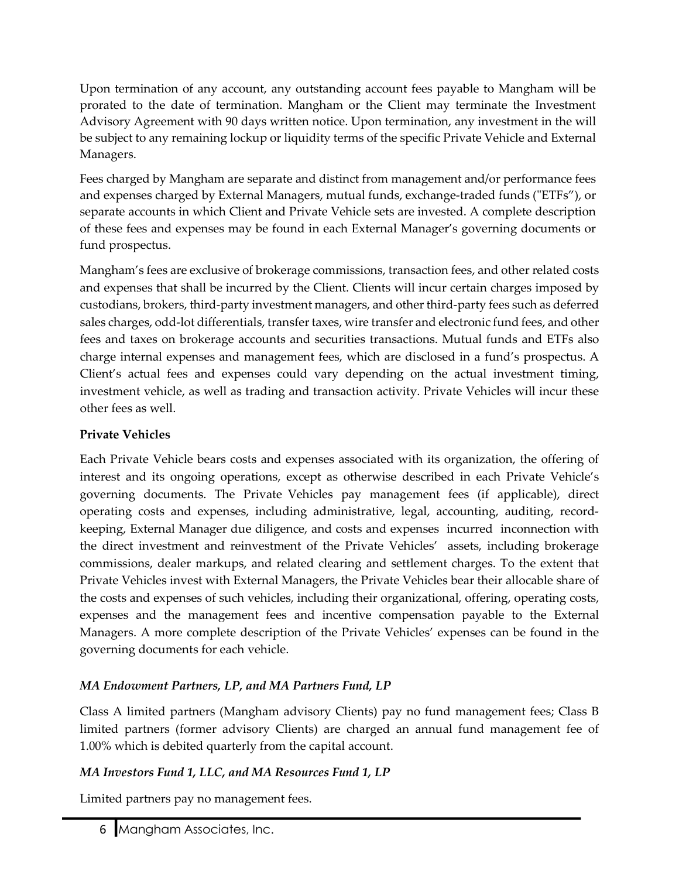Upon termination of any account, any outstanding account fees payable to Mangham will be prorated to the date of termination. Mangham or the Client may terminate the Investment Advisory Agreement with 90 days written notice. Upon termination, any investment in the will be subject to any remaining lockup or liquidity terms of the specific Private Vehicle and External Managers.

Fees charged by Mangham are separate and distinct from management and/or performance fees and expenses charged by External Managers, mutual funds, exchange-traded funds ("ETFs"), or separate accounts in which Client and Private Vehicle sets are invested. A complete description of these fees and expenses may be found in each External Manager's governing documents or fund prospectus.

Mangham's fees are exclusive of brokerage commissions, transaction fees, and other related costs and expenses that shall be incurred by the Client. Clients will incur certain charges imposed by custodians, brokers, third-party investment managers, and other third-party fees such as deferred sales charges, odd-lot differentials, transfer taxes, wire transfer and electronic fund fees, and other fees and taxes on brokerage accounts and securities transactions. Mutual funds and ETFs also charge internal expenses and management fees, which are disclosed in a fund's prospectus. A Client's actual fees and expenses could vary depending on the actual investment timing, investment vehicle, as well as trading and transaction activity. Private Vehicles will incur these other fees as well.

**Private Vehicles**

Each Private Vehicle bears costs and expenses associated with its organization, the offering of interest and its ongoing operations, except as otherwise described in each Private Vehicle's governing documents. The Private Vehicles pay management fees (if applicable), direct operating costs and expenses, including administrative, legal, accounting, auditing, record-keeping, External Manager due diligence, and costs and expenses incurred inconnection with the direct investment and reinvestment of the Private Vehicles' assets, including brokerage commissions, dealer markups, and related clearing and settlement charges. To the extent that Private Vehicles invest with External Managers, the Private Vehicles bear their allocable share of the costs and expenses of such vehicles, including their organizational, offering, operating costs, expenses and the management fees and incentive compensation payable to the External Managers. A more complete description of the Private Vehicles' expenses can be found in the governing documents for each vehicle.

***MA Endowment Partners, LP, and MA Partners Fund, LP***

Class A limited partners (Mangham advisory Clients) pay no fund management fees; Class B limited partners (former advisory Clients) are charged an annual fund management fee of 1.00% which is debited quarterly from the capital account.

***MA Investors Fund 1, LLC, and MA Resources Fund 1, LP***

Limited partners pay no management fees.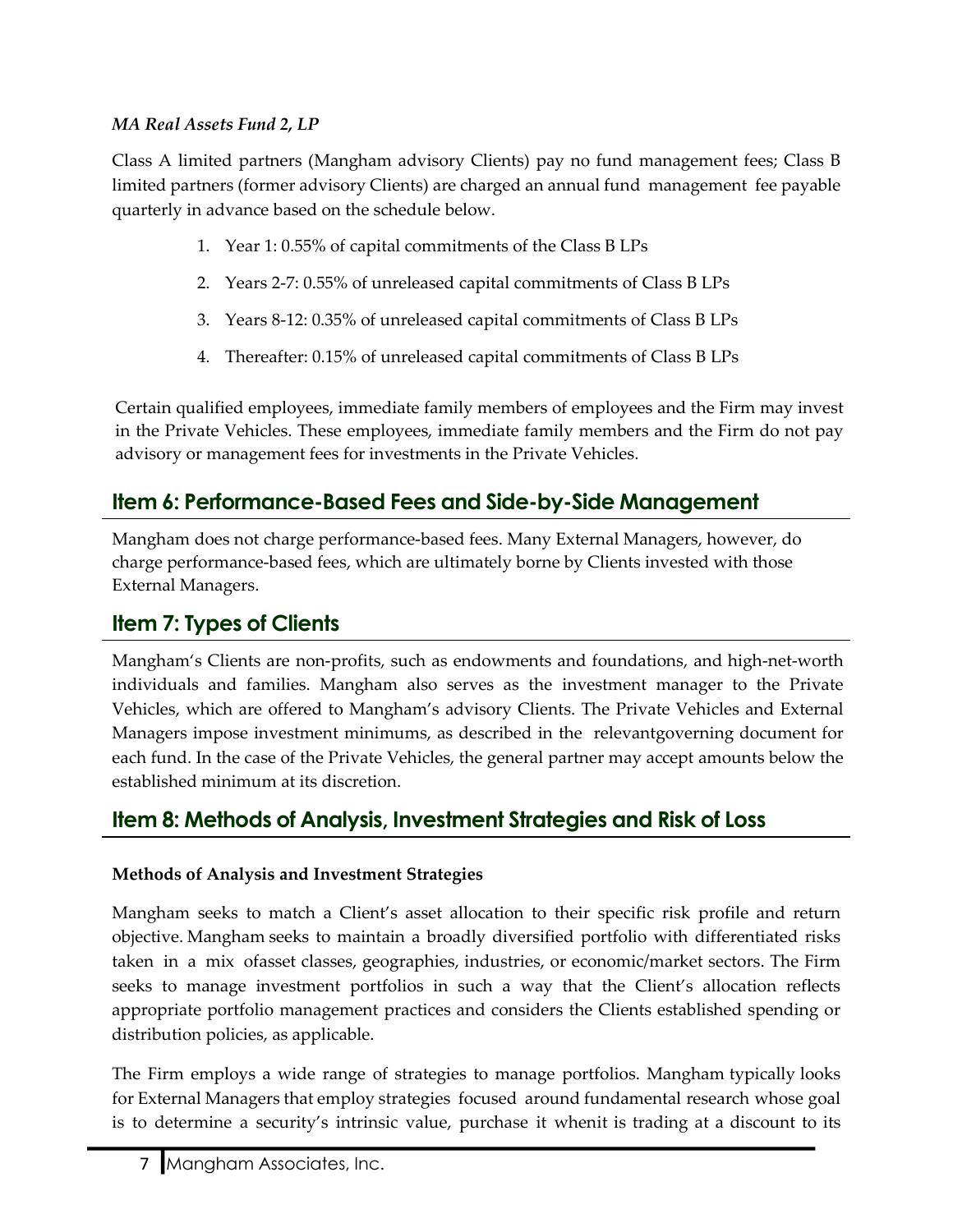*MA Real Assets Fund 2, LP*

Class A limited partners (Mangham advisory Clients) pay no fund management fees; Class B limited partners (former advisory Clients) are charged an annual fund management fee payable quarterly in advance based on the schedule below.

1. Year 1: 0.55% of capital commitments of the Class B LPs
2. Years 2-7: 0.55% of unreleased capital commitments of Class B LPs
3. Years 8-12: 0.35% of unreleased capital commitments of Class B LPs
4. Thereafter: 0.15% of unreleased capital commitments of Class B LPs

Certain qualified employees, immediate family members of employees and the Firm may invest in the Private Vehicles. These employees, immediate family members and the Firm do not pay advisory or management fees for investments in the Private Vehicles.

## Item 6: Performance-Based Fees and Side-by-Side Management

Mangham does not charge performance-based fees. Many External Managers, however, do charge performance-based fees, which are ultimately borne by Clients invested with those External Managers.

## Item 7: Types of Clients

Mangham's Clients are non-profits, such as endowments and foundations, and high-net-worth individuals and families. Mangham also serves as the investment manager to the Private Vehicles, which are offered to Mangham's advisory Clients. The Private Vehicles and External Managers impose investment minimums, as described in the relevantgoverning document for each fund. In the case of the Private Vehicles, the general partner may accept amounts below the established minimum at its discretion.

## Item 8: Methods of Analysis, Investment Strategies and Risk of Loss

**Methods of Analysis and Investment Strategies**

Mangham seeks to match a Client's asset allocation to their specific risk profile and return objective. Mangham seeks to maintain a broadly diversified portfolio with differentiated risks taken in a mix ofasset classes, geographies, industries, or economic/market sectors. The Firm seeks to manage investment portfolios in such a way that the Client's allocation reflects appropriate portfolio management practices and considers the Clients established spending or distribution policies, as applicable.

The Firm employs a wide range of strategies to manage portfolios. Mangham typically looks for External Managers that employ strategies focused around fundamental research whose goal is to determine a security's intrinsic value, purchase it whenit is trading at a discount to its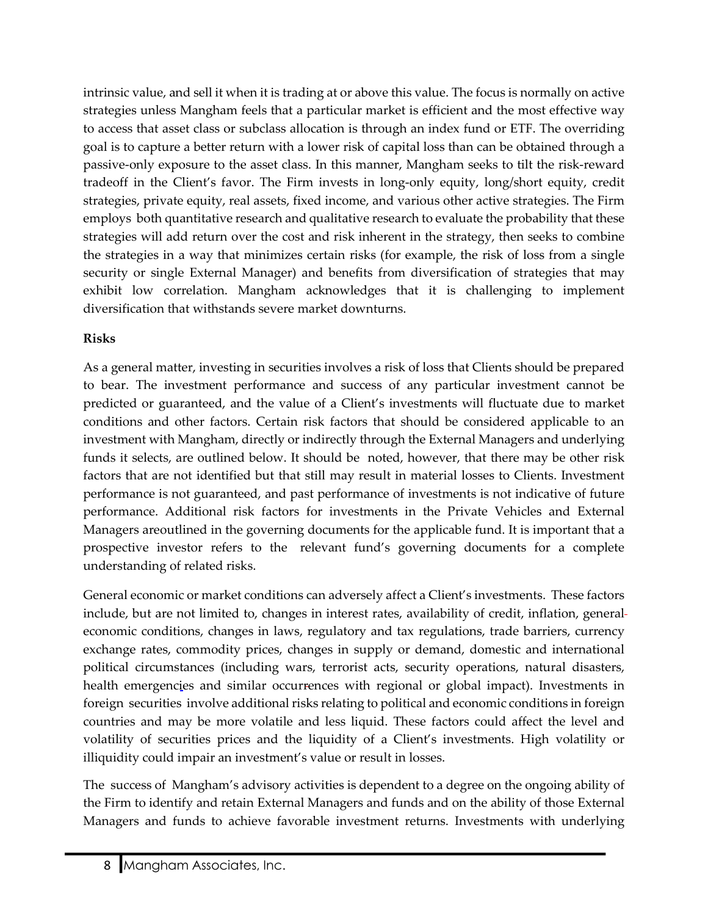intrinsic value, and sell it when it is trading at or above this value. The focus is normally on active strategies unless Mangham feels that a particular market is efficient and the most effective way to access that asset class or subclass allocation is through an index fund or ETF. The overriding goal is to capture a better return with a lower risk of capital loss than can be obtained through a passive-only exposure to the asset class. In this manner, Mangham seeks to tilt the risk-reward tradeoff in the Client's favor. The Firm invests in long-only equity, long/short equity, credit strategies, private equity, real assets, fixed income, and various other active strategies. The Firm employs both quantitative research and qualitative research to evaluate the probability that these strategies will add return over the cost and risk inherent in the strategy, then seeks to combine the strategies in a way that minimizes certain risks (for example, the risk of loss from a single security or single External Manager) and benefits from diversification of strategies that may exhibit low correlation. Mangham acknowledges that it is challenging to implement diversification that withstands severe market downturns.

**Risks**

As a general matter, investing in securities involves a risk of loss that Clients should be prepared to bear. The investment performance and success of any particular investment cannot be predicted or guaranteed, and the value of a Client's investments will fluctuate due to market conditions and other factors. Certain risk factors that should be considered applicable to an investment with Mangham, directly or indirectly through the External Managers and underlying funds it selects, are outlined below. It should be noted, however, that there may be other risk factors that are not identified but that still may result in material losses to Clients. Investment performance is not guaranteed, and past performance of investments is not indicative of future performance. Additional risk factors for investments in the Private Vehicles and External Managers areoutlined in the governing documents for the applicable fund. It is important that a prospective investor refers to the relevant fund's governing documents for a complete understanding of related risks.

General economic or market conditions can adversely affect a Client's investments. These factors include, but are not limited to, changes in interest rates, availability of credit, inflation, general economic conditions, changes in laws, regulatory and tax regulations, trade barriers, currency exchange rates, commodity prices, changes in supply or demand, domestic and international political circumstances (including wars, terrorist acts, security operations, natural disasters, health emergencies and similar occurrences with regional or global impact). Investments in foreign securities involve additional risks relating to political and economic conditions in foreign countries and may be more volatile and less liquid. These factors could affect the level and volatility of securities prices and the liquidity of a Client's investments. High volatility or illiquidity could impair an investment's value or result in losses.

The success of Mangham's advisory activities is dependent to a degree on the ongoing ability of the Firm to identify and retain External Managers and funds and on the ability of those External Managers and funds to achieve favorable investment returns. Investments with underlying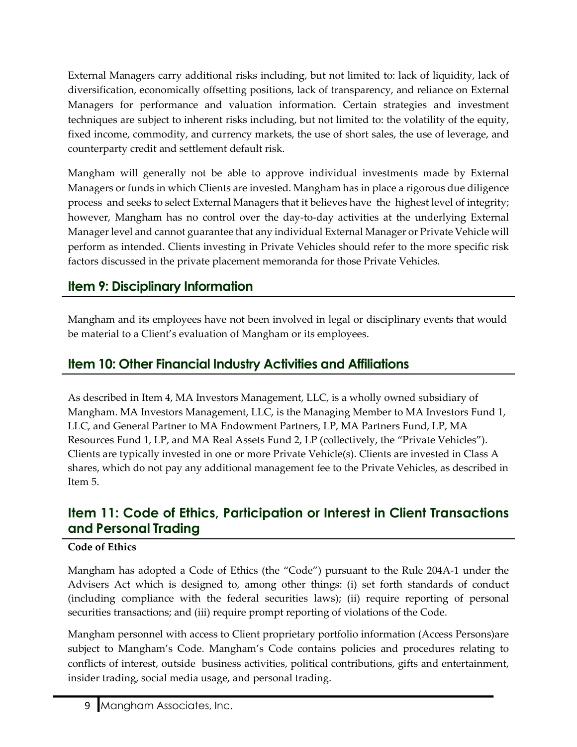External Managers carry additional risks including, but not limited to: lack of liquidity, lack of diversification, economically offsetting positions, lack of transparency, and reliance on External Managers for performance and valuation information. Certain strategies and investment techniques are subject to inherent risks including, but not limited to: the volatility of the equity, fixed income, commodity, and currency markets, the use of short sales, the use of leverage, and counterparty credit and settlement default risk.

Mangham will generally not be able to approve individual investments made by External Managers or funds in which Clients are invested. Mangham has in place a rigorous due diligence process and seeks to select External Managers that it believes have the highest level of integrity; however, Mangham has no control over the day-to-day activities at the underlying External Manager level and cannot guarantee that any individual External Manager or Private Vehicle will perform as intended. Clients investing in Private Vehicles should refer to the more specific risk factors discussed in the private placement memoranda for those Private Vehicles.

## Item 9: Disciplinary Information

Mangham and its employees have not been involved in legal or disciplinary events that would be material to a Client's evaluation of Mangham or its employees.

## Item 10: Other Financial Industry Activities and Affiliations

As described in Item 4, MA Investors Management, LLC, is a wholly owned subsidiary of Mangham. MA Investors Management, LLC, is the Managing Member to MA Investors Fund 1, LLC, and General Partner to MA Endowment Partners, LP, MA Partners Fund, LP, MA Resources Fund 1, LP, and MA Real Assets Fund 2, LP (collectively, the "Private Vehicles"). Clients are typically invested in one or more Private Vehicle(s). Clients are invested in Class A shares, which do not pay any additional management fee to the Private Vehicles, as described in Item 5.

## Item 11: Code of Ethics, Participation or Interest in Client Transactions and Personal Trading

**Code of Ethics**

Mangham has adopted a Code of Ethics (the "Code") pursuant to the Rule 204A-1 under the Advisers Act which is designed to, among other things: (i) set forth standards of conduct (including compliance with the federal securities laws); (ii) require reporting of personal securities transactions; and (iii) require prompt reporting of violations of the Code.

Mangham personnel with access to Client proprietary portfolio information (Access Persons)are subject to Mangham's Code. Mangham's Code contains policies and procedures relating to conflicts of interest, outside business activities, political contributions, gifts and entertainment, insider trading, social media usage, and personal trading.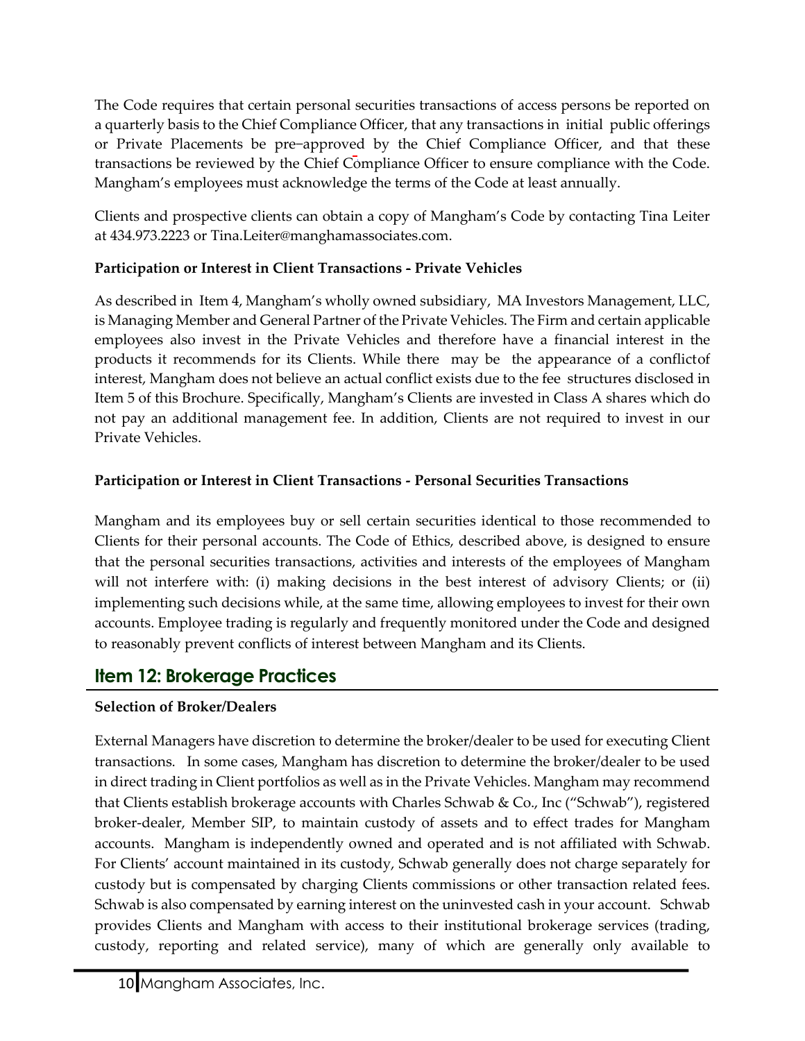The Code requires that certain personal securities transactions of access persons be reported on a quarterly basis to the Chief Compliance Officer, that any transactions in initial public offerings or Private Placements be pre–approved by the Chief Compliance Officer, and that these transactions be reviewed by the Chief Compliance Officer to ensure compliance with the Code. Mangham's employees must acknowledge the terms of the Code at least annually.

Clients and prospective clients can obtain a copy of Mangham's Code by contacting Tina Leiter at 434.973.2223 or Tina.Leiter@manghamassociates.com.

**Participation or Interest in Client Transactions - Private Vehicles**

As described in Item 4, Mangham's wholly owned subsidiary, MA Investors Management, LLC, is Managing Member and General Partner of the Private Vehicles. The Firm and certain applicable employees also invest in the Private Vehicles and therefore have a financial interest in the products it recommends for its Clients. While there may be the appearance of a conflictof interest, Mangham does not believe an actual conflict exists due to the fee structures disclosed in Item 5 of this Brochure. Specifically, Mangham's Clients are invested in Class A shares which do not pay an additional management fee. In addition, Clients are not required to invest in our Private Vehicles.

**Participation or Interest in Client Transactions - Personal Securities Transactions**

Mangham and its employees buy or sell certain securities identical to those recommended to Clients for their personal accounts. The Code of Ethics, described above, is designed to ensure that the personal securities transactions, activities and interests of the employees of Mangham will not interfere with: (i) making decisions in the best interest of advisory Clients; or (ii) implementing such decisions while, at the same time, allowing employees to invest for their own accounts. Employee trading is regularly and frequently monitored under the Code and designed to reasonably prevent conflicts of interest between Mangham and its Clients.

## Item 12: Brokerage Practices

**Selection of Broker/Dealers**

External Managers have discretion to determine the broker/dealer to be used for executing Client transactions. In some cases, Mangham has discretion to determine the broker/dealer to be used in direct trading in Client portfolios as well as in the Private Vehicles. Mangham may recommend that Clients establish brokerage accounts with Charles Schwab & Co., Inc ("Schwab"), registered broker-dealer, Member SIP, to maintain custody of assets and to effect trades for Mangham accounts. Mangham is independently owned and operated and is not affiliated with Schwab. For Clients' account maintained in its custody, Schwab generally does not charge separately for custody but is compensated by charging Clients commissions or other transaction related fees. Schwab is also compensated by earning interest on the uninvested cash in your account. Schwab provides Clients and Mangham with access to their institutional brokerage services (trading, custody, reporting and related service), many of which are generally only available to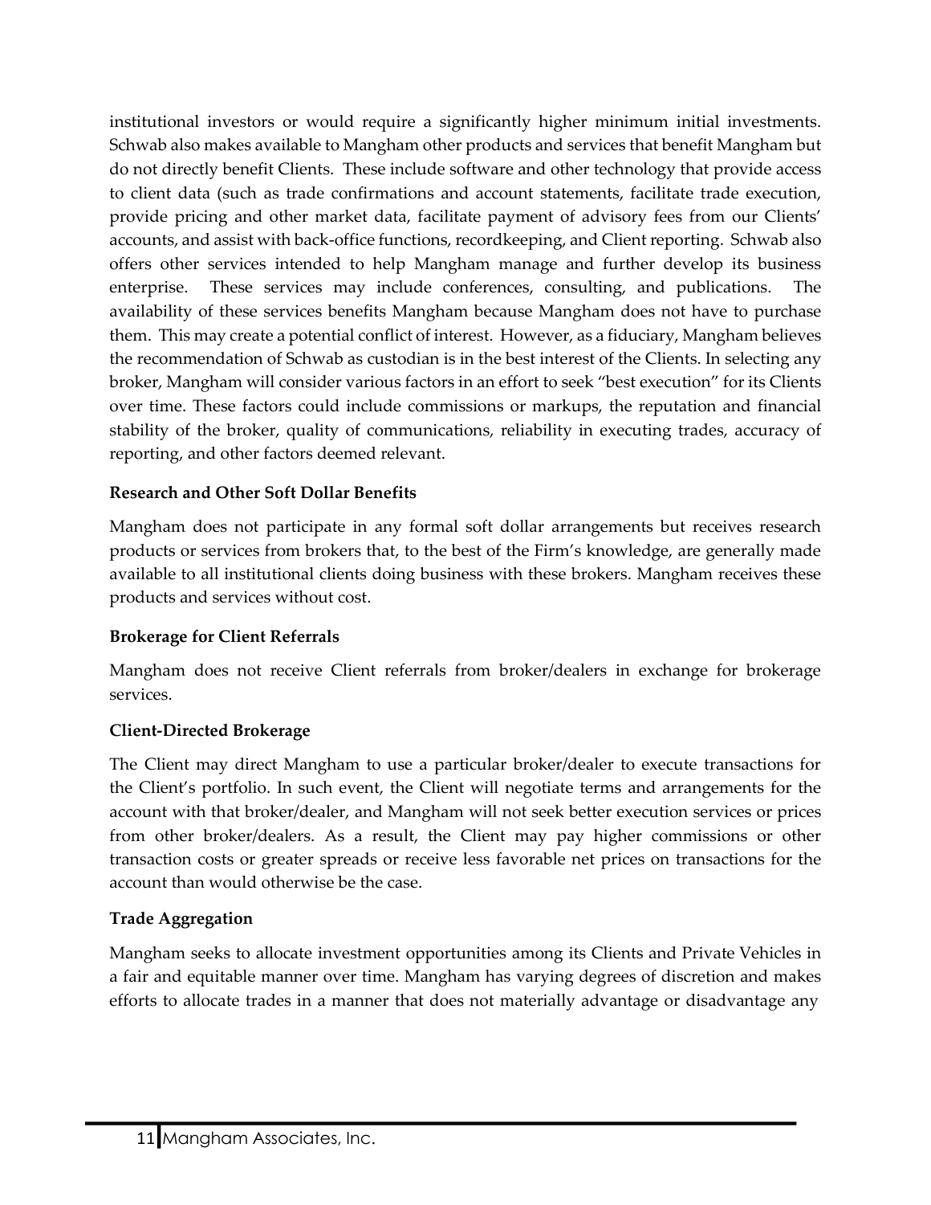institutional investors or would require a significantly higher minimum initial investments. Schwab also makes available to Mangham other products and services that benefit Mangham but do not directly benefit Clients. These include software and other technology that provide access to client data (such as trade confirmations and account statements, facilitate trade execution, provide pricing and other market data, facilitate payment of advisory fees from our Clients' accounts, and assist with back-office functions, recordkeeping, and Client reporting. Schwab also offers other services intended to help Mangham manage and further develop its business enterprise. These services may include conferences, consulting, and publications. The availability of these services benefits Mangham because Mangham does not have to purchase them. This may create a potential conflict of interest. However, as a fiduciary, Mangham believes the recommendation of Schwab as custodian is in the best interest of the Clients. In selecting any broker, Mangham will consider various factors in an effort to seek "best execution" for its Clients over time. These factors could include commissions or markups, the reputation and financial stability of the broker, quality of communications, reliability in executing trades, accuracy of reporting, and other factors deemed relevant.

**Research and Other Soft Dollar Benefits**

Mangham does not participate in any formal soft dollar arrangements but receives research products or services from brokers that, to the best of the Firm's knowledge, are generally made available to all institutional clients doing business with these brokers. Mangham receives these products and services without cost.

**Brokerage for Client Referrals**

Mangham does not receive Client referrals from broker/dealers in exchange for brokerage services.

**Client-Directed Brokerage**

The Client may direct Mangham to use a particular broker/dealer to execute transactions for the Client's portfolio. In such event, the Client will negotiate terms and arrangements for the account with that broker/dealer, and Mangham will not seek better execution services or prices from other broker/dealers. As a result, the Client may pay higher commissions or other transaction costs or greater spreads or receive less favorable net prices on transactions for the account than would otherwise be the case.

**Trade Aggregation**

Mangham seeks to allocate investment opportunities among its Clients and Private Vehicles in a fair and equitable manner over time. Mangham has varying degrees of discretion and makes efforts to allocate trades in a manner that does not materially advantage or disadvantage any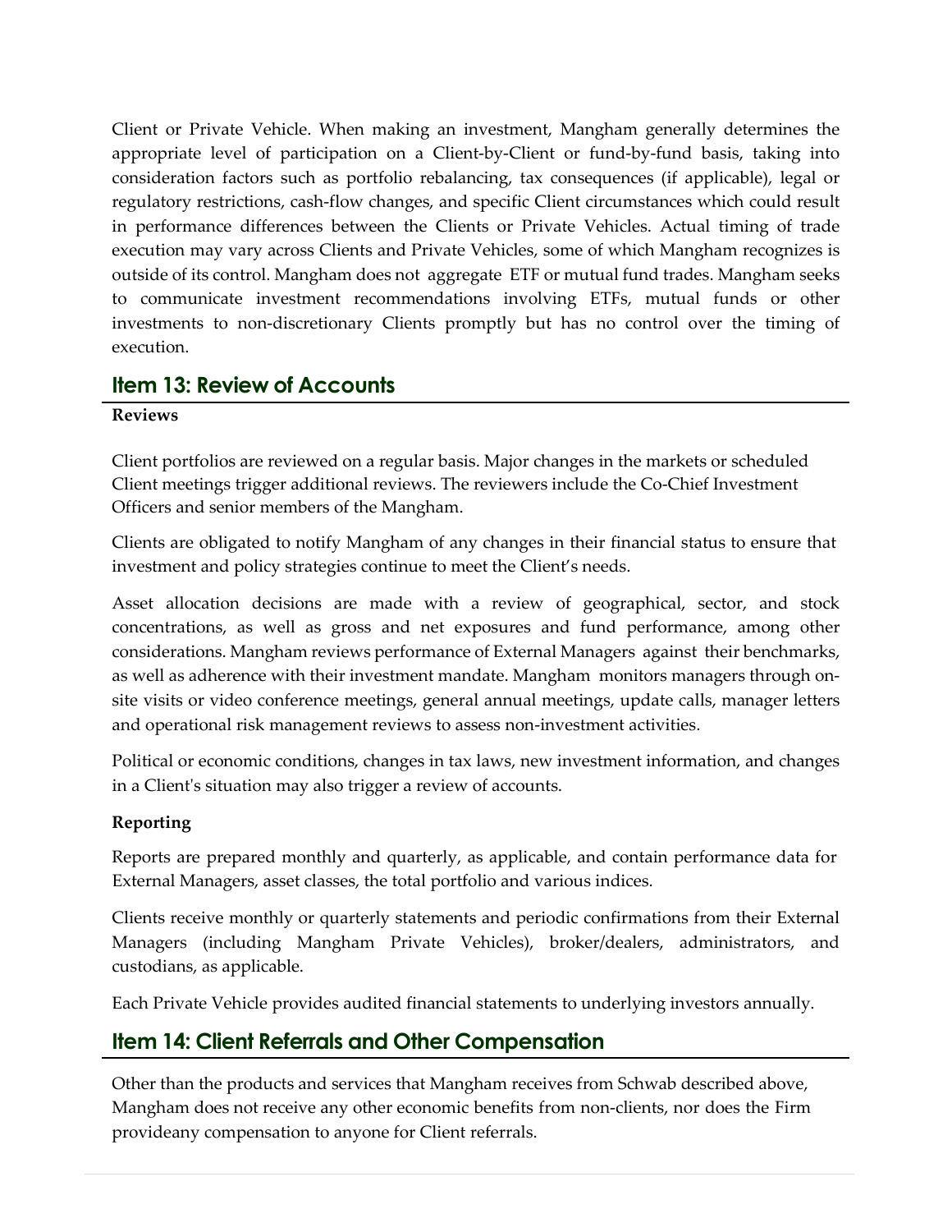Client or Private Vehicle. When making an investment, Mangham generally determines the appropriate level of participation on a Client-by-Client or fund-by-fund basis, taking into consideration factors such as portfolio rebalancing, tax consequences (if applicable), legal or regulatory restrictions, cash-flow changes, and specific Client circumstances which could result in performance differences between the Clients or Private Vehicles. Actual timing of trade execution may vary across Clients and Private Vehicles, some of which Mangham recognizes is outside of its control. Mangham does not aggregate ETF or mutual fund trades. Mangham seeks to communicate investment recommendations involving ETFs, mutual funds or other investments to non-discretionary Clients promptly but has no control over the timing of execution.

## Item 13: Review of Accounts

**Reviews**

Client portfolios are reviewed on a regular basis. Major changes in the markets or scheduled Client meetings trigger additional reviews. The reviewers include the Co-Chief Investment Officers and senior members of the Mangham.

Clients are obligated to notify Mangham of any changes in their financial status to ensure that investment and policy strategies continue to meet the Client's needs.

Asset allocation decisions are made with a review of geographical, sector, and stock concentrations, as well as gross and net exposures and fund performance, among other considerations. Mangham reviews performance of External Managers against their benchmarks, as well as adherence with their investment mandate. Mangham monitors managers through on-site visits or video conference meetings, general annual meetings, update calls, manager letters and operational risk management reviews to assess non-investment activities.

Political or economic conditions, changes in tax laws, new investment information, and changes in a Client's situation may also trigger a review of accounts.

**Reporting**

Reports are prepared monthly and quarterly, as applicable, and contain performance data for External Managers, asset classes, the total portfolio and various indices.

Clients receive monthly or quarterly statements and periodic confirmations from their External Managers (including Mangham Private Vehicles), broker/dealers, administrators, and custodians, as applicable.

Each Private Vehicle provides audited financial statements to underlying investors annually.

## Item 14: Client Referrals and Other Compensation

Other than the products and services that Mangham receives from Schwab described above, Mangham does not receive any other economic benefits from non-clients, nor does the Firm provideany compensation to anyone for Client referrals.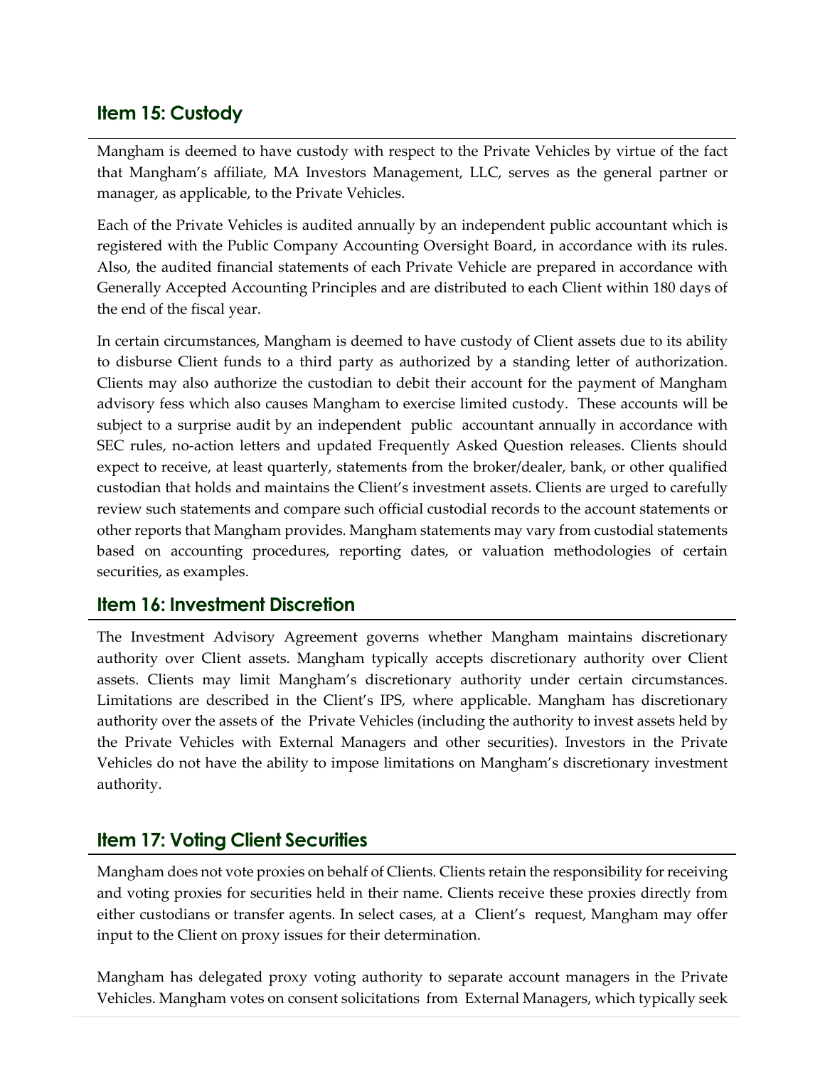## Item 15: Custody

Mangham is deemed to have custody with respect to the Private Vehicles by virtue of the fact that Mangham's affiliate, MA Investors Management, LLC, serves as the general partner or manager, as applicable, to the Private Vehicles.

Each of the Private Vehicles is audited annually by an independent public accountant which is registered with the Public Company Accounting Oversight Board, in accordance with its rules. Also, the audited financial statements of each Private Vehicle are prepared in accordance with Generally Accepted Accounting Principles and are distributed to each Client within 180 days of the end of the fiscal year.

In certain circumstances, Mangham is deemed to have custody of Client assets due to its ability to disburse Client funds to a third party as authorized by a standing letter of authorization. Clients may also authorize the custodian to debit their account for the payment of Mangham advisory fess which also causes Mangham to exercise limited custody. These accounts will be subject to a surprise audit by an independent public accountant annually in accordance with SEC rules, no-action letters and updated Frequently Asked Question releases. Clients should expect to receive, at least quarterly, statements from the broker/dealer, bank, or other qualified custodian that holds and maintains the Client's investment assets. Clients are urged to carefully review such statements and compare such official custodial records to the account statements or other reports that Mangham provides. Mangham statements may vary from custodial statements based on accounting procedures, reporting dates, or valuation methodologies of certain securities, as examples.

## Item 16: Investment Discretion

The Investment Advisory Agreement governs whether Mangham maintains discretionary authority over Client assets. Mangham typically accepts discretionary authority over Client assets. Clients may limit Mangham's discretionary authority under certain circumstances. Limitations are described in the Client's IPS, where applicable. Mangham has discretionary authority over the assets of the Private Vehicles (including the authority to invest assets held by the Private Vehicles with External Managers and other securities). Investors in the Private Vehicles do not have the ability to impose limitations on Mangham's discretionary investment authority.

## Item 17: Voting Client Securities

Mangham does not vote proxies on behalf of Clients. Clients retain the responsibility for receiving and voting proxies for securities held in their name. Clients receive these proxies directly from either custodians or transfer agents. In select cases, at a Client's request, Mangham may offer input to the Client on proxy issues for their determination.

Mangham has delegated proxy voting authority to separate account managers in the Private Vehicles. Mangham votes on consent solicitations from External Managers, which typically seek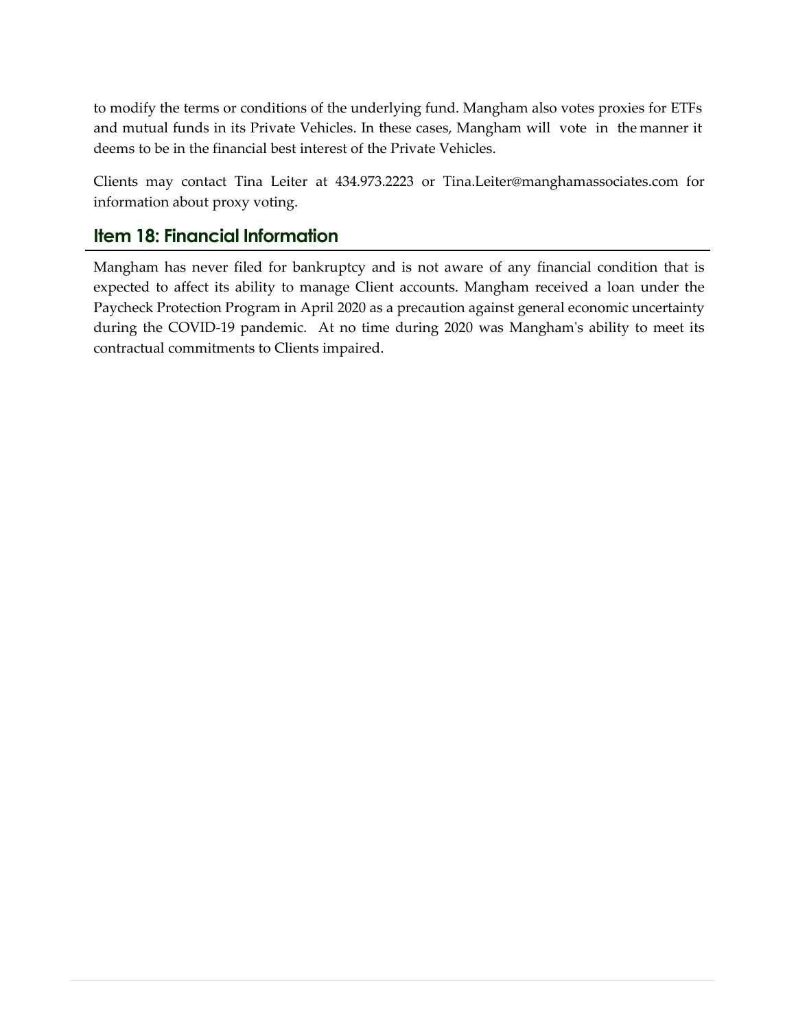to modify the terms or conditions of the underlying fund. Mangham also votes proxies for ETFs and mutual funds in its Private Vehicles. In these cases, Mangham will vote in the manner it deems to be in the financial best interest of the Private Vehicles.

Clients may contact Tina Leiter at 434.973.2223 or Tina.Leiter@manghamassociates.com for information about proxy voting.

## Item 18: Financial Information

Mangham has never filed for bankruptcy and is not aware of any financial condition that is expected to affect its ability to manage Client accounts. Mangham received a loan under the Paycheck Protection Program in April 2020 as a precaution against general economic uncertainty during the COVID-19 pandemic. At no time during 2020 was Mangham's ability to meet its contractual commitments to Clients impaired.